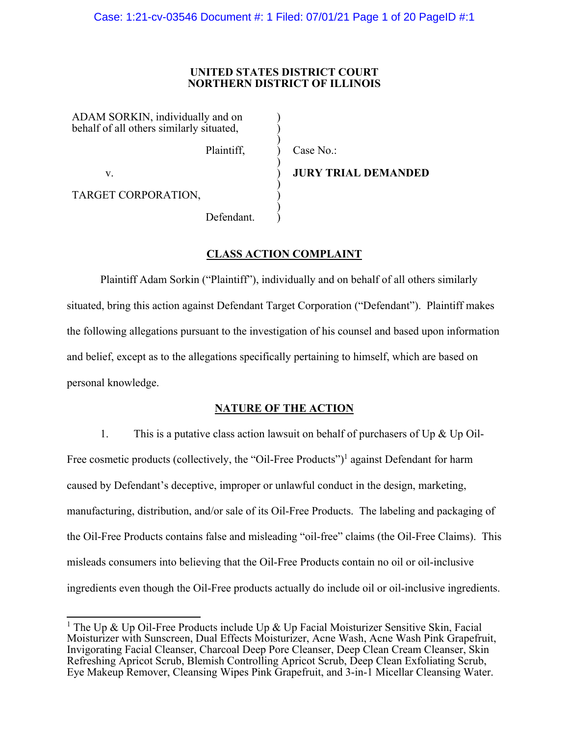**UNITED STATES DISTRICT COURT**
**NORTHERN DISTRICT OF ILLINOIS**

ADAM SORKIN, individually and on behalf of all others similarly situated,

Plaintiff,

v.

TARGET CORPORATION,

Defendant.

Case No.:

**JURY TRIAL DEMANDED**

## CLASS ACTION COMPLAINT

Plaintiff Adam Sorkin ("Plaintiff"), individually and on behalf of all others similarly situated, bring this action against Defendant Target Corporation ("Defendant"). Plaintiff makes the following allegations pursuant to the investigation of his counsel and based upon information and belief, except as to the allegations specifically pertaining to himself, which are based on personal knowledge.

## NATURE OF THE ACTION

1. This is a putative class action lawsuit on behalf of purchasers of Up & Up Oil-Free cosmetic products (collectively, the "Oil-Free Products")[1] against Defendant for harm caused by Defendant's deceptive, improper or unlawful conduct in the design, marketing, manufacturing, distribution, and/or sale of its Oil-Free Products. The labeling and packaging of the Oil-Free Products contains false and misleading "oil-free" claims (the Oil-Free Claims). This misleads consumers into believing that the Oil-Free Products contain no oil or oil-inclusive ingredients even though the Oil-Free products actually do include oil or oil-inclusive ingredients.

---

[1] The Up & Up Oil-Free Products include Up & Up Facial Moisturizer Sensitive Skin, Facial Moisturizer with Sunscreen, Dual Effects Moisturizer, Acne Wash, Acne Wash Pink Grapefruit, Invigorating Facial Cleanser, Charcoal Deep Pore Cleanser, Deep Clean Cream Cleanser, Skin Refreshing Apricot Scrub, Blemish Controlling Apricot Scrub, Deep Clean Exfoliating Scrub, Eye Makeup Remover, Cleansing Wipes Pink Grapefruit, and 3-in-1 Micellar Cleansing Water.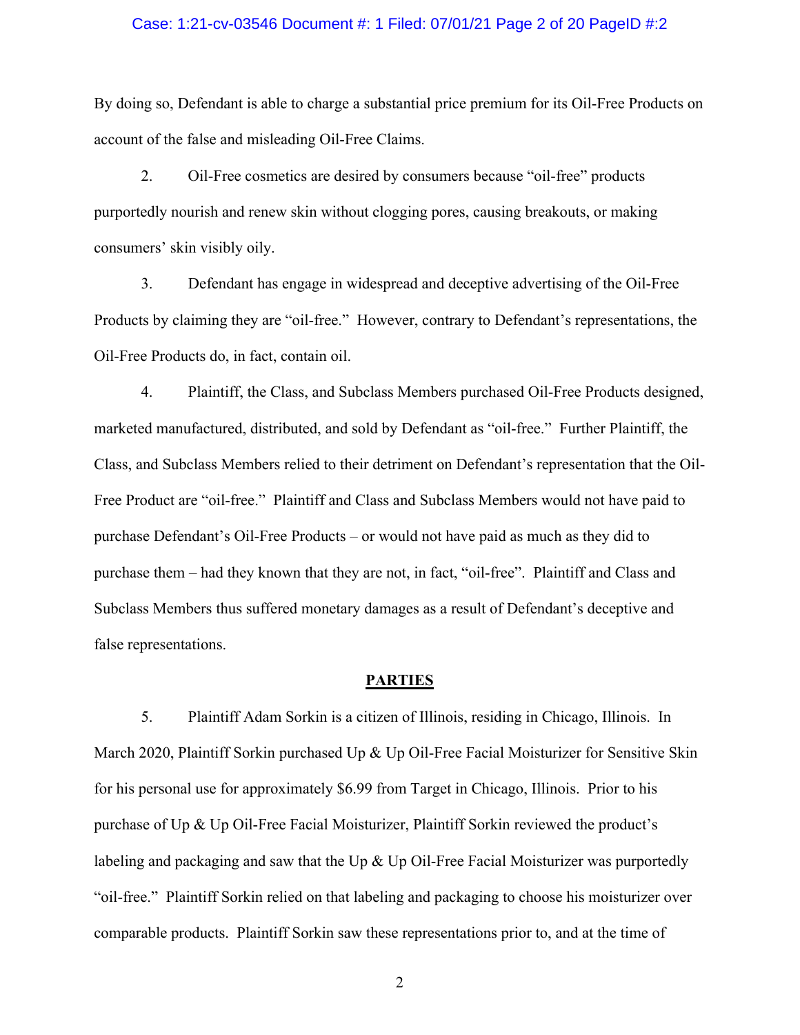By doing so, Defendant is able to charge a substantial price premium for its Oil-Free Products on account of the false and misleading Oil-Free Claims.

2. Oil-Free cosmetics are desired by consumers because "oil-free" products purportedly nourish and renew skin without clogging pores, causing breakouts, or making consumers' skin visibly oily.

3. Defendant has engage in widespread and deceptive advertising of the Oil-Free Products by claiming they are "oil-free." However, contrary to Defendant's representations, the Oil-Free Products do, in fact, contain oil.

4. Plaintiff, the Class, and Subclass Members purchased Oil-Free Products designed, marketed manufactured, distributed, and sold by Defendant as "oil-free." Further Plaintiff, the Class, and Subclass Members relied to their detriment on Defendant's representation that the Oil-Free Product are "oil-free." Plaintiff and Class and Subclass Members would not have paid to purchase Defendant's Oil-Free Products – or would not have paid as much as they did to purchase them – had they known that they are not, in fact, "oil-free". Plaintiff and Class and Subclass Members thus suffered monetary damages as a result of Defendant's deceptive and false representations.

## PARTIES

5. Plaintiff Adam Sorkin is a citizen of Illinois, residing in Chicago, Illinois. In March 2020, Plaintiff Sorkin purchased Up & Up Oil-Free Facial Moisturizer for Sensitive Skin for his personal use for approximately $6.99 from Target in Chicago, Illinois. Prior to his purchase of Up & Up Oil-Free Facial Moisturizer, Plaintiff Sorkin reviewed the product's labeling and packaging and saw that the Up & Up Oil-Free Facial Moisturizer was purportedly "oil-free." Plaintiff Sorkin relied on that labeling and packaging to choose his moisturizer over comparable products. Plaintiff Sorkin saw these representations prior to, and at the time of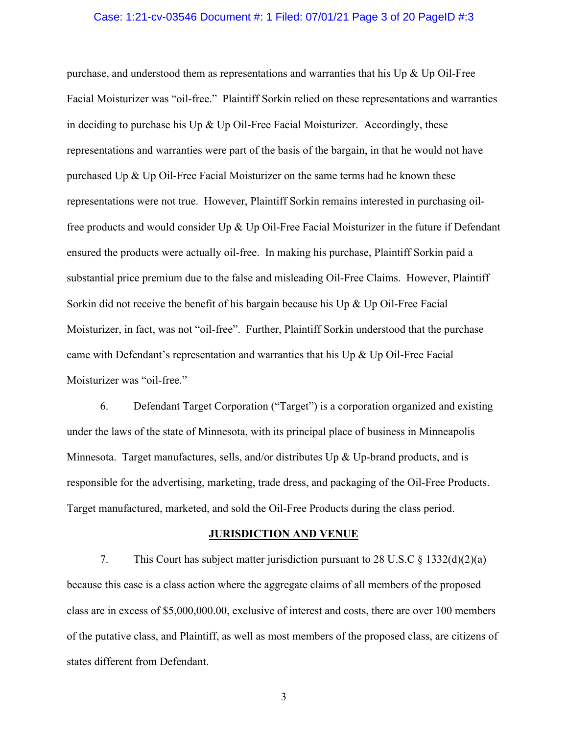purchase, and understood them as representations and warranties that his Up & Up Oil-Free Facial Moisturizer was "oil-free." Plaintiff Sorkin relied on these representations and warranties in deciding to purchase his Up & Up Oil-Free Facial Moisturizer. Accordingly, these representations and warranties were part of the basis of the bargain, in that he would not have purchased Up & Up Oil-Free Facial Moisturizer on the same terms had he known these representations were not true. However, Plaintiff Sorkin remains interested in purchasing oil-free products and would consider Up & Up Oil-Free Facial Moisturizer in the future if Defendant ensured the products were actually oil-free. In making his purchase, Plaintiff Sorkin paid a substantial price premium due to the false and misleading Oil-Free Claims. However, Plaintiff Sorkin did not receive the benefit of his bargain because his Up & Up Oil-Free Facial Moisturizer, in fact, was not "oil-free". Further, Plaintiff Sorkin understood that the purchase came with Defendant's representation and warranties that his Up & Up Oil-Free Facial Moisturizer was "oil-free."

6. Defendant Target Corporation ("Target") is a corporation organized and existing under the laws of the state of Minnesota, with its principal place of business in Minneapolis Minnesota. Target manufactures, sells, and/or distributes Up & Up-brand products, and is responsible for the advertising, marketing, trade dress, and packaging of the Oil-Free Products. Target manufactured, marketed, and sold the Oil-Free Products during the class period.

## JURISDICTION AND VENUE

7. This Court has subject matter jurisdiction pursuant to 28 U.S.C § 1332(d)(2)(a) because this case is a class action where the aggregate claims of all members of the proposed class are in excess of $5,000,000.00, exclusive of interest and costs, there are over 100 members of the putative class, and Plaintiff, as well as most members of the proposed class, are citizens of states different from Defendant.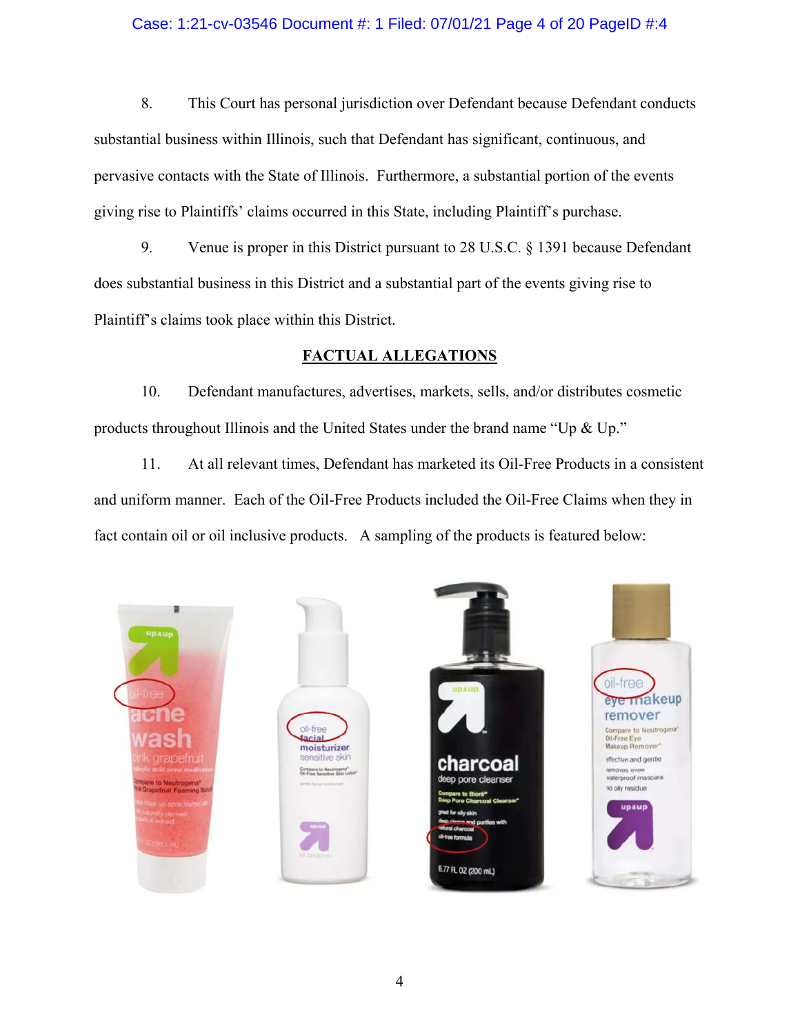8. This Court has personal jurisdiction over Defendant because Defendant conducts substantial business within Illinois, such that Defendant has significant, continuous, and pervasive contacts with the State of Illinois. Furthermore, a substantial portion of the events giving rise to Plaintiffs' claims occurred in this State, including Plaintiff's purchase.

9. Venue is proper in this District pursuant to 28 U.S.C. § 1391 because Defendant does substantial business in this District and a substantial part of the events giving rise to Plaintiff's claims took place within this District.

## FACTUAL ALLEGATIONS

10. Defendant manufactures, advertises, markets, sells, and/or distributes cosmetic products throughout Illinois and the United States under the brand name "Up & Up."

11. At all relevant times, Defendant has marketed its Oil-Free Products in a consistent and uniform manner. Each of the Oil-Free Products included the Oil-Free Claims when they in fact contain oil or oil inclusive products. A sampling of the products is featured below: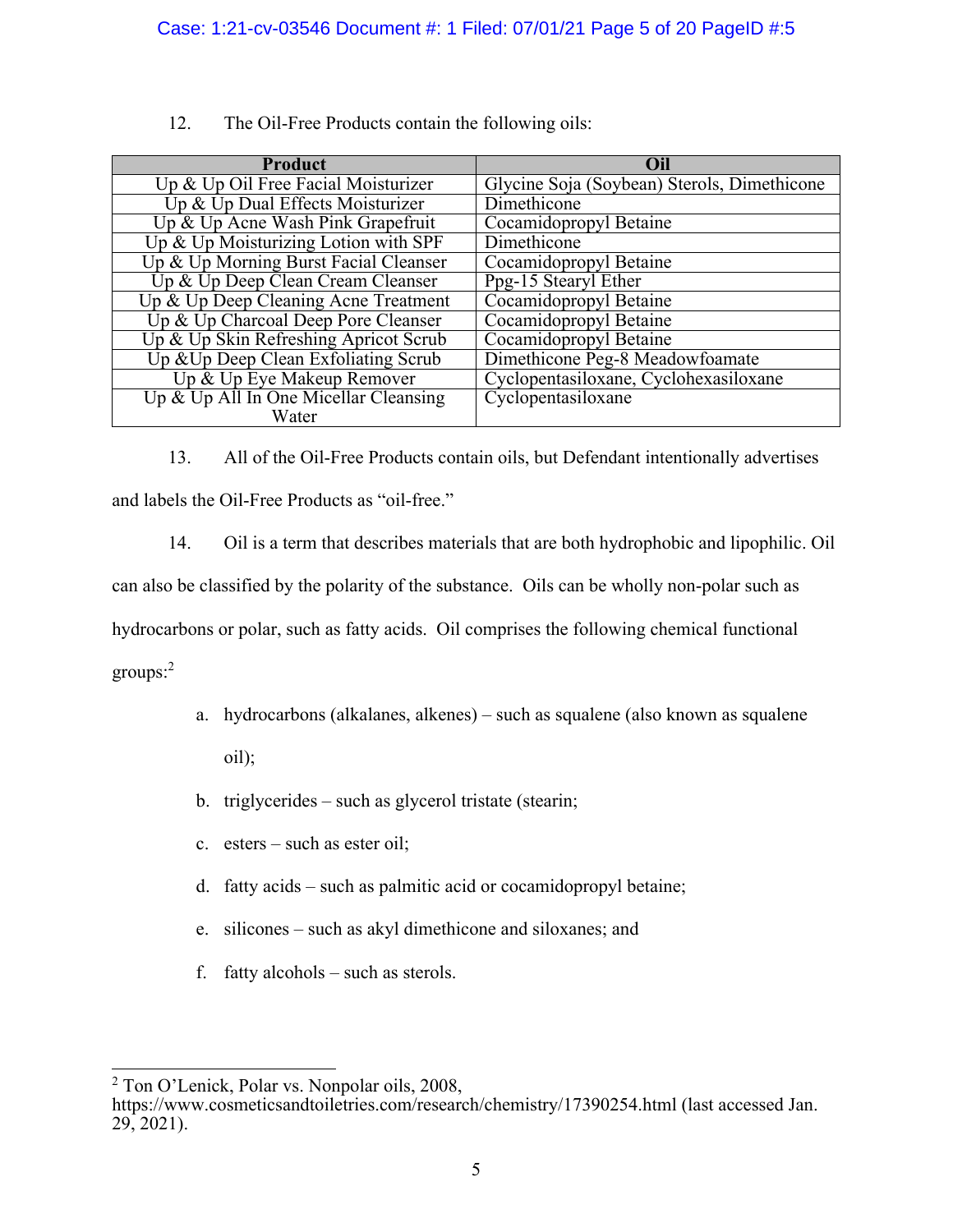12. The Oil-Free Products contain the following oils:

| Product | Oil |
|---|---|
| Up & Up Oil Free Facial Moisturizer | Glycine Soja (Soybean) Sterols, Dimethicone |
| Up & Up Dual Effects Moisturizer | Dimethicone |
| Up & Up Acne Wash Pink Grapefruit | Cocamidopropyl Betaine |
| Up & Up Moisturizing Lotion with SPF | Dimethicone |
| Up & Up Morning Burst Facial Cleanser | Cocamidopropyl Betaine |
| Up & Up Deep Clean Cream Cleanser | Ppg-15 Stearyl Ether |
| Up & Up Deep Cleaning Acne Treatment | Cocamidopropyl Betaine |
| Up & Up Charcoal Deep Pore Cleanser | Cocamidopropyl Betaine |
| Up & Up Skin Refreshing Apricot Scrub | Cocamidopropyl Betaine |
| Up &Up Deep Clean Exfoliating Scrub | Dimethicone Peg-8 Meadowfoamate |
| Up & Up Eye Makeup Remover | Cyclopentasiloxane, Cyclohexasiloxane |
| Up & Up All In One Micellar Cleansing Water | Cyclopentasiloxane |

13. All of the Oil-Free Products contain oils, but Defendant intentionally advertises and labels the Oil-Free Products as "oil-free."

14. Oil is a term that describes materials that are both hydrophobic and lipophilic. Oil can also be classified by the polarity of the substance. Oils can be wholly non-polar such as hydrocarbons or polar, such as fatty acids. Oil comprises the following chemical functional groups:[2]

a. hydrocarbons (alkalanes, alkenes) – such as squalene (also known as squalene oil);

b. triglycerides – such as glycerol tristate (stearin;

c. esters – such as ester oil;

d. fatty acids – such as palmitic acid or cocamidopropyl betaine;

e. silicones – such as akyl dimethicone and siloxanes; and

f. fatty alcohols – such as sterols.

[2] Ton O'Lenick, Polar vs. Nonpolar oils, 2008, https://www.cosmeticsandtoiletries.com/research/chemistry/17390254.html (last accessed Jan. 29, 2021).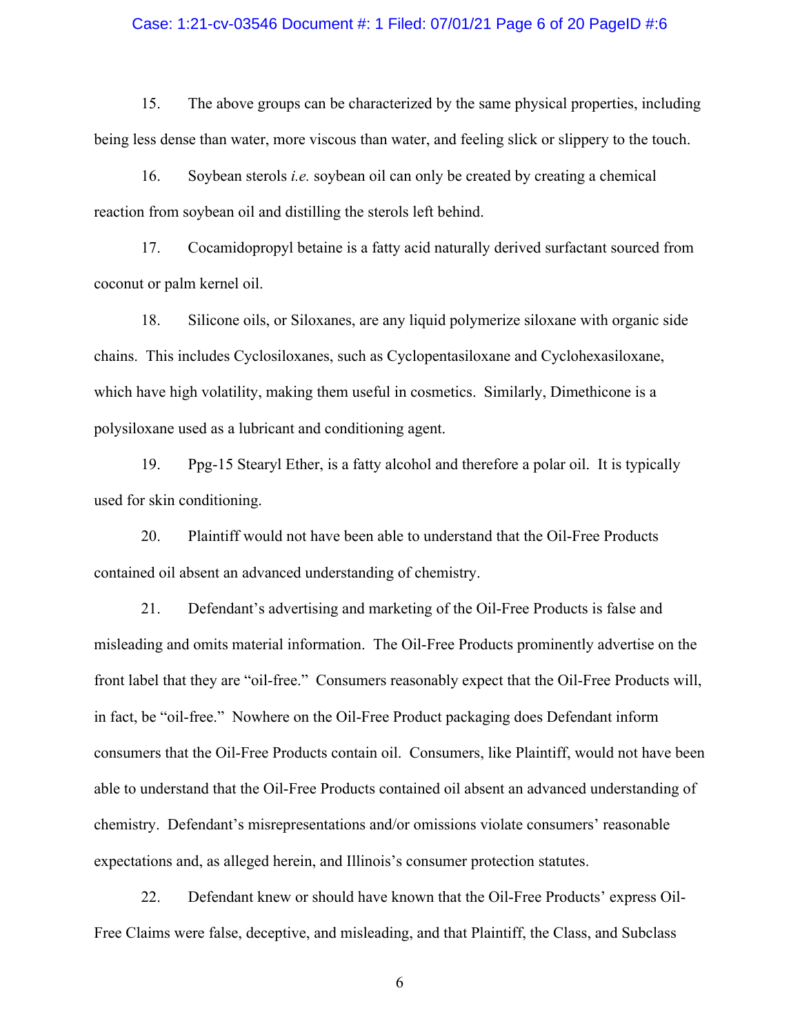15. The above groups can be characterized by the same physical properties, including being less dense than water, more viscous than water, and feeling slick or slippery to the touch.

16. Soybean sterols *i.e.* soybean oil can only be created by creating a chemical reaction from soybean oil and distilling the sterols left behind.

17. Cocamidopropyl betaine is a fatty acid naturally derived surfactant sourced from coconut or palm kernel oil.

18. Silicone oils, or Siloxanes, are any liquid polymerize siloxane with organic side chains. This includes Cyclosiloxanes, such as Cyclopentasiloxane and Cyclohexasiloxane, which have high volatility, making them useful in cosmetics. Similarly, Dimethicone is a polysiloxane used as a lubricant and conditioning agent.

19. Ppg-15 Stearyl Ether, is a fatty alcohol and therefore a polar oil. It is typically used for skin conditioning.

20. Plaintiff would not have been able to understand that the Oil-Free Products contained oil absent an advanced understanding of chemistry.

21. Defendant's advertising and marketing of the Oil-Free Products is false and misleading and omits material information. The Oil-Free Products prominently advertise on the front label that they are "oil-free." Consumers reasonably expect that the Oil-Free Products will, in fact, be "oil-free." Nowhere on the Oil-Free Product packaging does Defendant inform consumers that the Oil-Free Products contain oil. Consumers, like Plaintiff, would not have been able to understand that the Oil-Free Products contained oil absent an advanced understanding of chemistry. Defendant's misrepresentations and/or omissions violate consumers' reasonable expectations and, as alleged herein, and Illinois's consumer protection statutes.

22. Defendant knew or should have known that the Oil-Free Products' express Oil-Free Claims were false, deceptive, and misleading, and that Plaintiff, the Class, and Subclass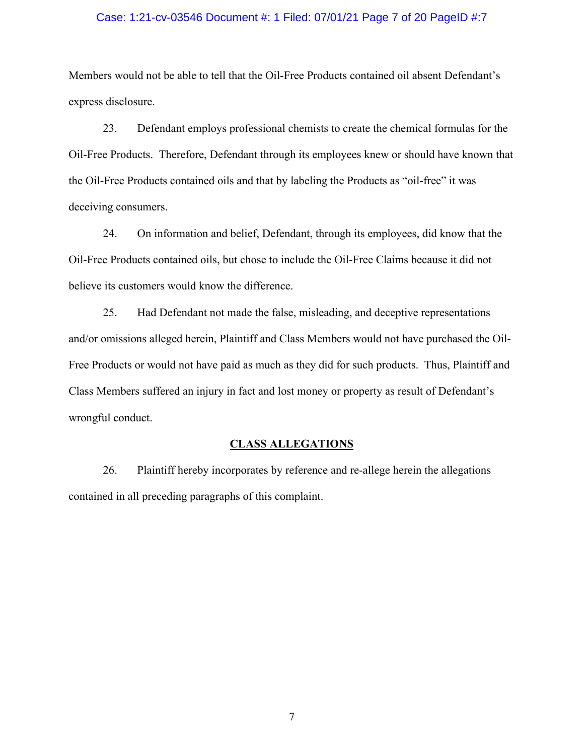Members would not be able to tell that the Oil-Free Products contained oil absent Defendant's express disclosure.

23. Defendant employs professional chemists to create the chemical formulas for the Oil-Free Products. Therefore, Defendant through its employees knew or should have known that the Oil-Free Products contained oils and that by labeling the Products as "oil-free" it was deceiving consumers.

24. On information and belief, Defendant, through its employees, did know that the Oil-Free Products contained oils, but chose to include the Oil-Free Claims because it did not believe its customers would know the difference.

25. Had Defendant not made the false, misleading, and deceptive representations and/or omissions alleged herein, Plaintiff and Class Members would not have purchased the Oil-Free Products or would not have paid as much as they did for such products. Thus, Plaintiff and Class Members suffered an injury in fact and lost money or property as result of Defendant's wrongful conduct.

## CLASS ALLEGATIONS

26. Plaintiff hereby incorporates by reference and re-allege herein the allegations contained in all preceding paragraphs of this complaint.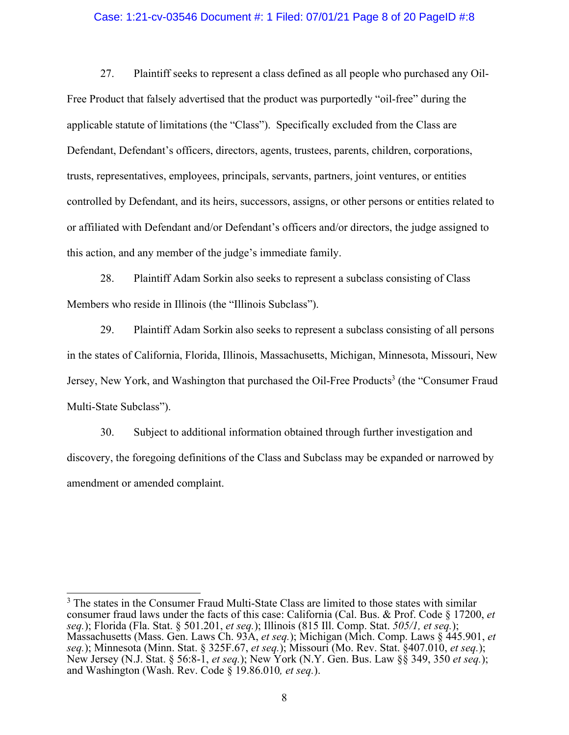27. Plaintiff seeks to represent a class defined as all people who purchased any Oil-Free Product that falsely advertised that the product was purportedly "oil-free" during the applicable statute of limitations (the "Class"). Specifically excluded from the Class are Defendant, Defendant's officers, directors, agents, trustees, parents, children, corporations, trusts, representatives, employees, principals, servants, partners, joint ventures, or entities controlled by Defendant, and its heirs, successors, assigns, or other persons or entities related to or affiliated with Defendant and/or Defendant's officers and/or directors, the judge assigned to this action, and any member of the judge's immediate family.

28. Plaintiff Adam Sorkin also seeks to represent a subclass consisting of Class Members who reside in Illinois (the "Illinois Subclass").

29. Plaintiff Adam Sorkin also seeks to represent a subclass consisting of all persons in the states of California, Florida, Illinois, Massachusetts, Michigan, Minnesota, Missouri, New Jersey, New York, and Washington that purchased the Oil-Free Products[3] (the "Consumer Fraud Multi-State Subclass").

30. Subject to additional information obtained through further investigation and discovery, the foregoing definitions of the Class and Subclass may be expanded or narrowed by amendment or amended complaint.

---

[3] The states in the Consumer Fraud Multi-State Class are limited to those states with similar consumer fraud laws under the facts of this case: California (Cal. Bus. & Prof. Code § 17200, *et seq.*); Florida (Fla. Stat. § 501.201, *et seq.*); Illinois (815 Ill. Comp. Stat. *505/1, et seq.*); Massachusetts (Mass. Gen. Laws Ch. 93A, *et seq.*); Michigan (Mich. Comp. Laws § 445.901, *et seq.*); Minnesota (Minn. Stat. § 325F.67, *et seq.*); Missouri (Mo. Rev. Stat. §407.010, *et seq.*); New Jersey (N.J. Stat. § 56:8-1, *et seq.*); New York (N.Y. Gen. Bus. Law §§ 349, 350 *et seq.*); and Washington (Wash. Rev. Code § 19.86.010*, et seq.*).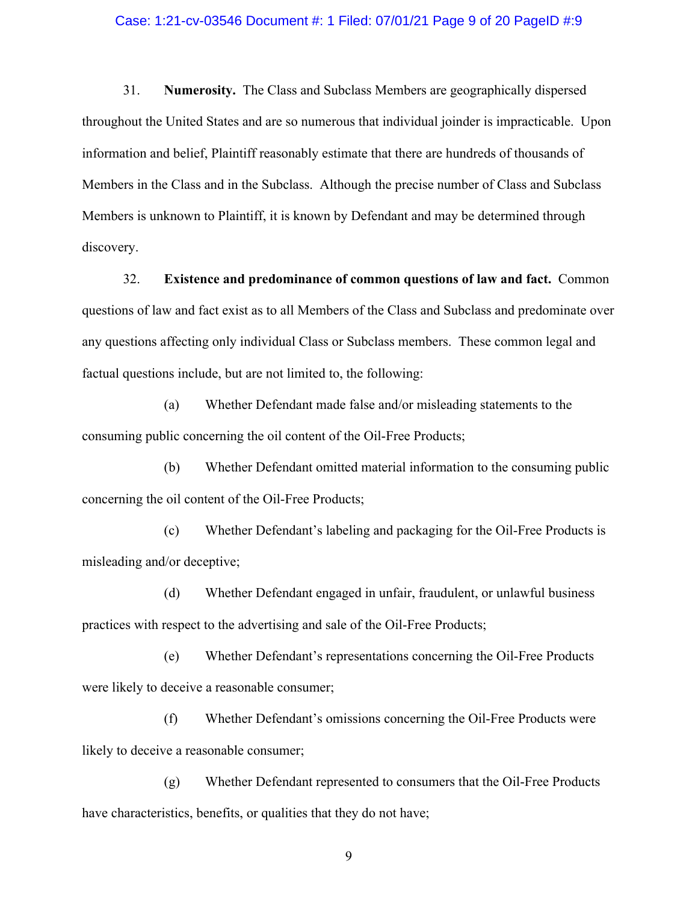31. **Numerosity.** The Class and Subclass Members are geographically dispersed throughout the United States and are so numerous that individual joinder is impracticable. Upon information and belief, Plaintiff reasonably estimate that there are hundreds of thousands of Members in the Class and in the Subclass. Although the precise number of Class and Subclass Members is unknown to Plaintiff, it is known by Defendant and may be determined through discovery.

32. **Existence and predominance of common questions of law and fact.** Common questions of law and fact exist as to all Members of the Class and Subclass and predominate over any questions affecting only individual Class or Subclass members. These common legal and factual questions include, but are not limited to, the following:

(a) Whether Defendant made false and/or misleading statements to the consuming public concerning the oil content of the Oil-Free Products;

(b) Whether Defendant omitted material information to the consuming public concerning the oil content of the Oil-Free Products;

(c) Whether Defendant's labeling and packaging for the Oil-Free Products is misleading and/or deceptive;

(d) Whether Defendant engaged in unfair, fraudulent, or unlawful business practices with respect to the advertising and sale of the Oil-Free Products;

(e) Whether Defendant's representations concerning the Oil-Free Products were likely to deceive a reasonable consumer;

(f) Whether Defendant's omissions concerning the Oil-Free Products were likely to deceive a reasonable consumer;

(g) Whether Defendant represented to consumers that the Oil-Free Products have characteristics, benefits, or qualities that they do not have;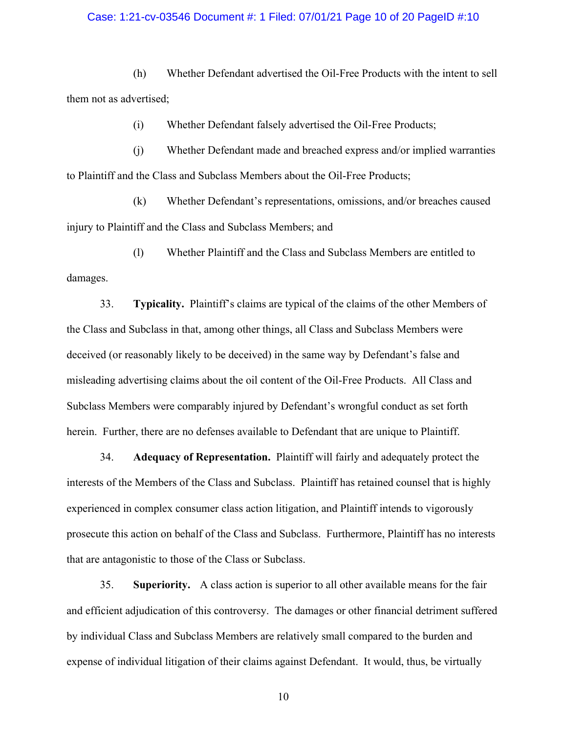(h) Whether Defendant advertised the Oil-Free Products with the intent to sell them not as advertised;

(i) Whether Defendant falsely advertised the Oil-Free Products;

(j) Whether Defendant made and breached express and/or implied warranties to Plaintiff and the Class and Subclass Members about the Oil-Free Products;

(k) Whether Defendant's representations, omissions, and/or breaches caused injury to Plaintiff and the Class and Subclass Members; and

(l) Whether Plaintiff and the Class and Subclass Members are entitled to damages.

33. **Typicality.** Plaintiff's claims are typical of the claims of the other Members of the Class and Subclass in that, among other things, all Class and Subclass Members were deceived (or reasonably likely to be deceived) in the same way by Defendant's false and misleading advertising claims about the oil content of the Oil-Free Products. All Class and Subclass Members were comparably injured by Defendant's wrongful conduct as set forth herein. Further, there are no defenses available to Defendant that are unique to Plaintiff.

34. **Adequacy of Representation.** Plaintiff will fairly and adequately protect the interests of the Members of the Class and Subclass. Plaintiff has retained counsel that is highly experienced in complex consumer class action litigation, and Plaintiff intends to vigorously prosecute this action on behalf of the Class and Subclass. Furthermore, Plaintiff has no interests that are antagonistic to those of the Class or Subclass.

35. **Superiority.** A class action is superior to all other available means for the fair and efficient adjudication of this controversy. The damages or other financial detriment suffered by individual Class and Subclass Members are relatively small compared to the burden and expense of individual litigation of their claims against Defendant. It would, thus, be virtually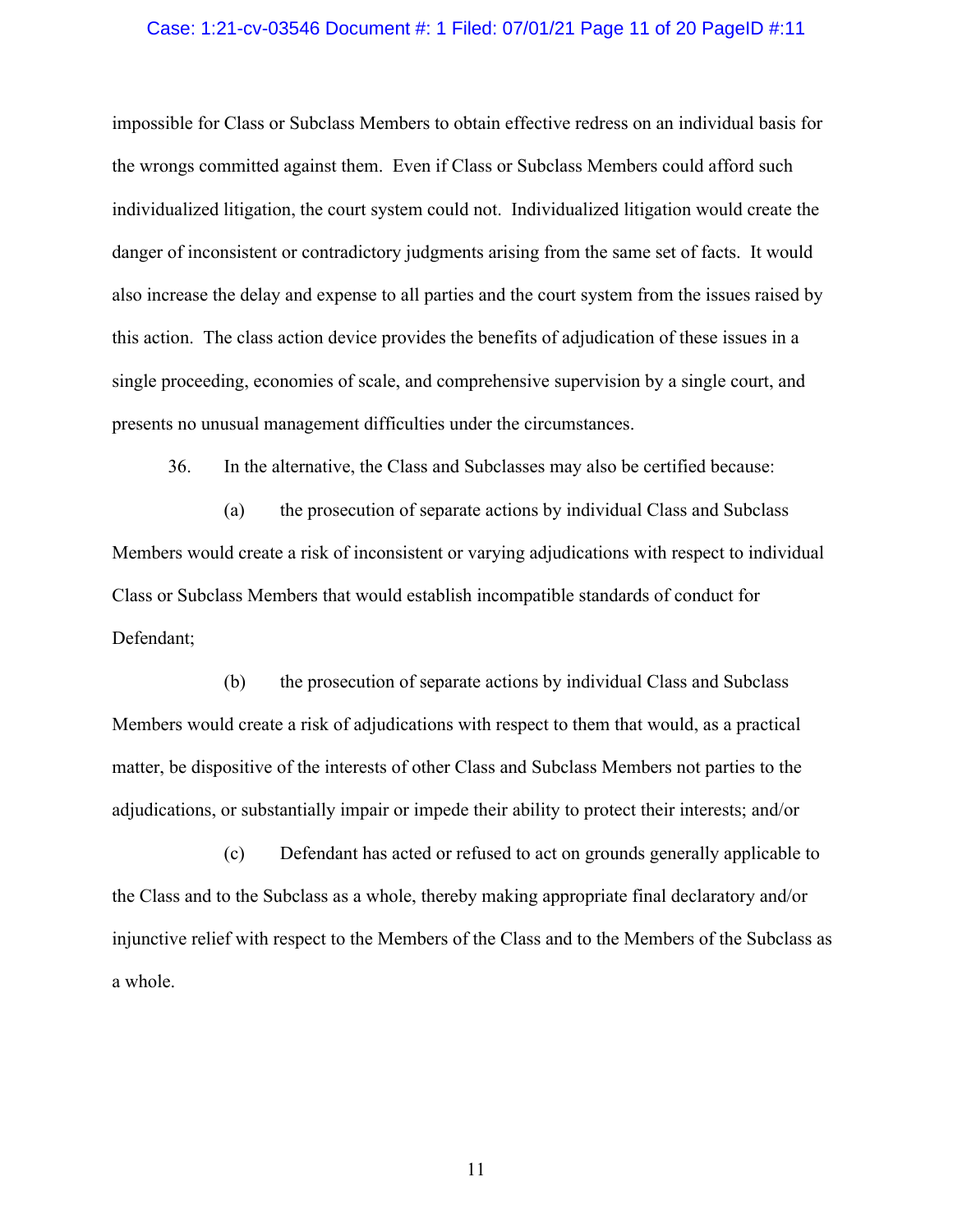impossible for Class or Subclass Members to obtain effective redress on an individual basis for the wrongs committed against them. Even if Class or Subclass Members could afford such individualized litigation, the court system could not. Individualized litigation would create the danger of inconsistent or contradictory judgments arising from the same set of facts. It would also increase the delay and expense to all parties and the court system from the issues raised by this action. The class action device provides the benefits of adjudication of these issues in a single proceeding, economies of scale, and comprehensive supervision by a single court, and presents no unusual management difficulties under the circumstances.

36. In the alternative, the Class and Subclasses may also be certified because:

(a) the prosecution of separate actions by individual Class and Subclass Members would create a risk of inconsistent or varying adjudications with respect to individual Class or Subclass Members that would establish incompatible standards of conduct for Defendant;

(b) the prosecution of separate actions by individual Class and Subclass Members would create a risk of adjudications with respect to them that would, as a practical matter, be dispositive of the interests of other Class and Subclass Members not parties to the adjudications, or substantially impair or impede their ability to protect their interests; and/or

(c) Defendant has acted or refused to act on grounds generally applicable to the Class and to the Subclass as a whole, thereby making appropriate final declaratory and/or injunctive relief with respect to the Members of the Class and to the Members of the Subclass as a whole.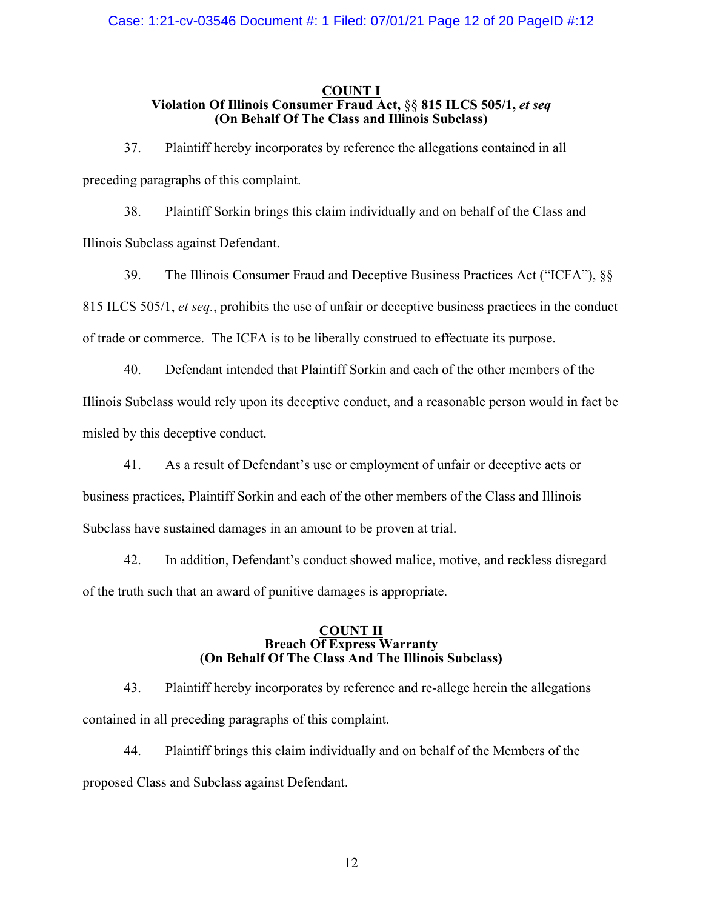**COUNT I**
**Violation Of Illinois Consumer Fraud Act, §§ 815 ILCS 505/1, *et seq***
**(On Behalf Of The Class and Illinois Subclass)**

37. Plaintiff hereby incorporates by reference the allegations contained in all preceding paragraphs of this complaint.

38. Plaintiff Sorkin brings this claim individually and on behalf of the Class and Illinois Subclass against Defendant.

39. The Illinois Consumer Fraud and Deceptive Business Practices Act ("ICFA"), §§ 815 ILCS 505/1, *et seq.*, prohibits the use of unfair or deceptive business practices in the conduct of trade or commerce. The ICFA is to be liberally construed to effectuate its purpose.

40. Defendant intended that Plaintiff Sorkin and each of the other members of the Illinois Subclass would rely upon its deceptive conduct, and a reasonable person would in fact be misled by this deceptive conduct.

41. As a result of Defendant's use or employment of unfair or deceptive acts or business practices, Plaintiff Sorkin and each of the other members of the Class and Illinois Subclass have sustained damages in an amount to be proven at trial.

42. In addition, Defendant's conduct showed malice, motive, and reckless disregard of the truth such that an award of punitive damages is appropriate.

**COUNT II**
**Breach Of Express Warranty**
**(On Behalf Of The Class And The Illinois Subclass)**

43. Plaintiff hereby incorporates by reference and re-allege herein the allegations contained in all preceding paragraphs of this complaint.

44. Plaintiff brings this claim individually and on behalf of the Members of the proposed Class and Subclass against Defendant.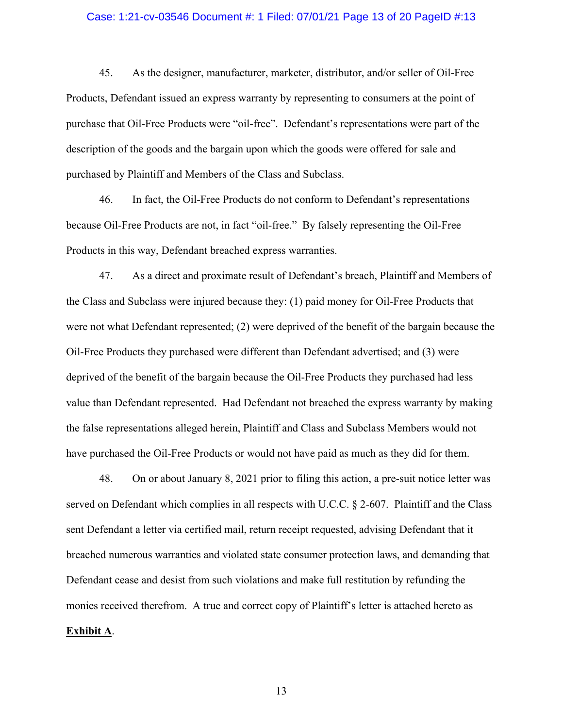45. As the designer, manufacturer, marketer, distributor, and/or seller of Oil-Free Products, Defendant issued an express warranty by representing to consumers at the point of purchase that Oil-Free Products were "oil-free". Defendant's representations were part of the description of the goods and the bargain upon which the goods were offered for sale and purchased by Plaintiff and Members of the Class and Subclass.

46. In fact, the Oil-Free Products do not conform to Defendant's representations because Oil-Free Products are not, in fact "oil-free." By falsely representing the Oil-Free Products in this way, Defendant breached express warranties.

47. As a direct and proximate result of Defendant's breach, Plaintiff and Members of the Class and Subclass were injured because they: (1) paid money for Oil-Free Products that were not what Defendant represented; (2) were deprived of the benefit of the bargain because the Oil-Free Products they purchased were different than Defendant advertised; and (3) were deprived of the benefit of the bargain because the Oil-Free Products they purchased had less value than Defendant represented. Had Defendant not breached the express warranty by making the false representations alleged herein, Plaintiff and Class and Subclass Members would not have purchased the Oil-Free Products or would not have paid as much as they did for them.

48. On or about January 8, 2021 prior to filing this action, a pre-suit notice letter was served on Defendant which complies in all respects with U.C.C. § 2-607. Plaintiff and the Class sent Defendant a letter via certified mail, return receipt requested, advising Defendant that it breached numerous warranties and violated state consumer protection laws, and demanding that Defendant cease and desist from such violations and make full restitution by refunding the monies received therefrom. A true and correct copy of Plaintiff's letter is attached hereto as **Exhibit A**.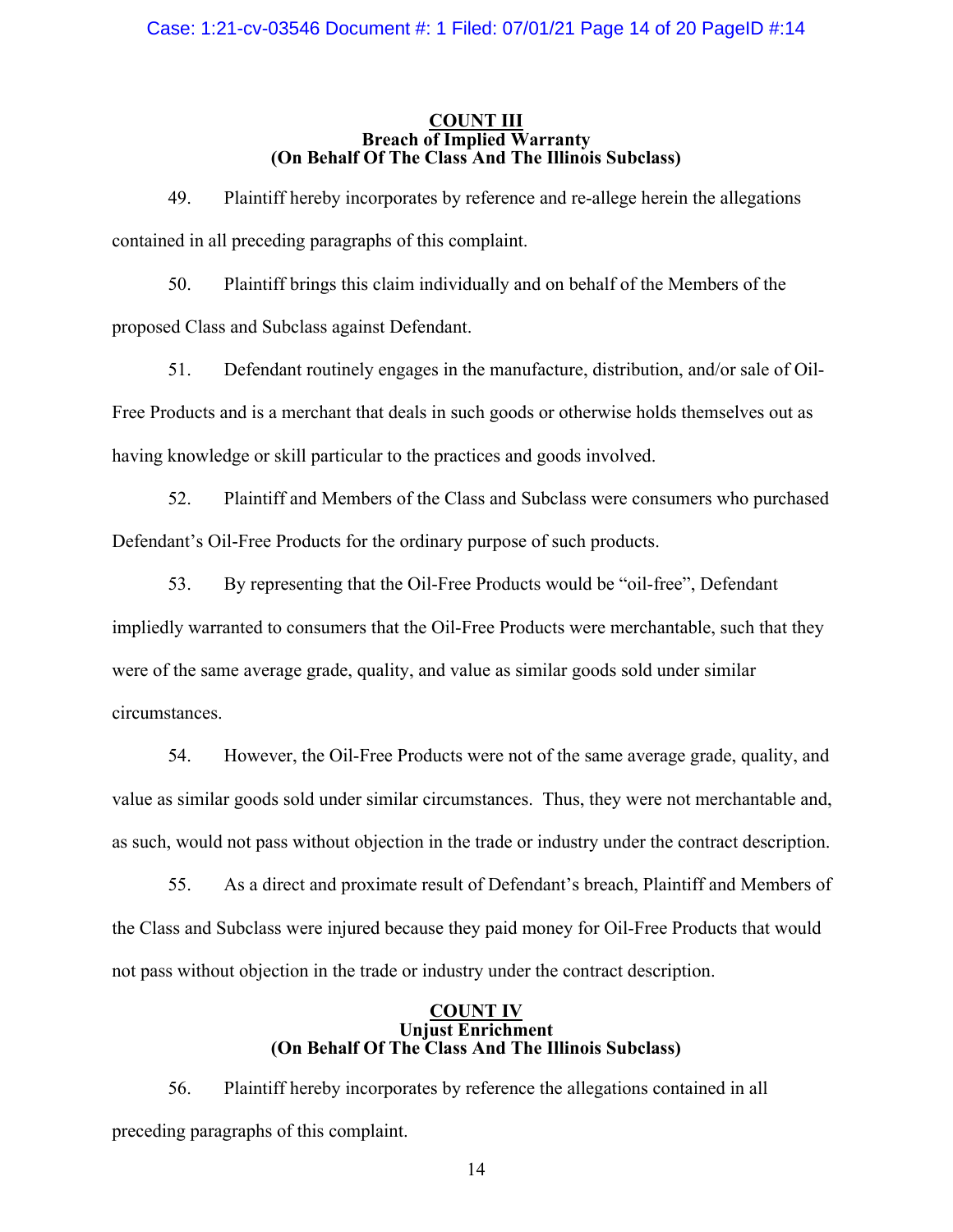**COUNT III**
**Breach of Implied Warranty**
**(On Behalf Of The Class And The Illinois Subclass)**

49. Plaintiff hereby incorporates by reference and re-allege herein the allegations contained in all preceding paragraphs of this complaint.

50. Plaintiff brings this claim individually and on behalf of the Members of the proposed Class and Subclass against Defendant.

51. Defendant routinely engages in the manufacture, distribution, and/or sale of Oil-Free Products and is a merchant that deals in such goods or otherwise holds themselves out as having knowledge or skill particular to the practices and goods involved.

52. Plaintiff and Members of the Class and Subclass were consumers who purchased Defendant's Oil-Free Products for the ordinary purpose of such products.

53. By representing that the Oil-Free Products would be "oil-free", Defendant impliedly warranted to consumers that the Oil-Free Products were merchantable, such that they were of the same average grade, quality, and value as similar goods sold under similar circumstances.

54. However, the Oil-Free Products were not of the same average grade, quality, and value as similar goods sold under similar circumstances. Thus, they were not merchantable and, as such, would not pass without objection in the trade or industry under the contract description.

55. As a direct and proximate result of Defendant's breach, Plaintiff and Members of the Class and Subclass were injured because they paid money for Oil-Free Products that would not pass without objection in the trade or industry under the contract description.

**COUNT IV**
**Unjust Enrichment**
**(On Behalf Of The Class And The Illinois Subclass)**

56. Plaintiff hereby incorporates by reference the allegations contained in all preceding paragraphs of this complaint.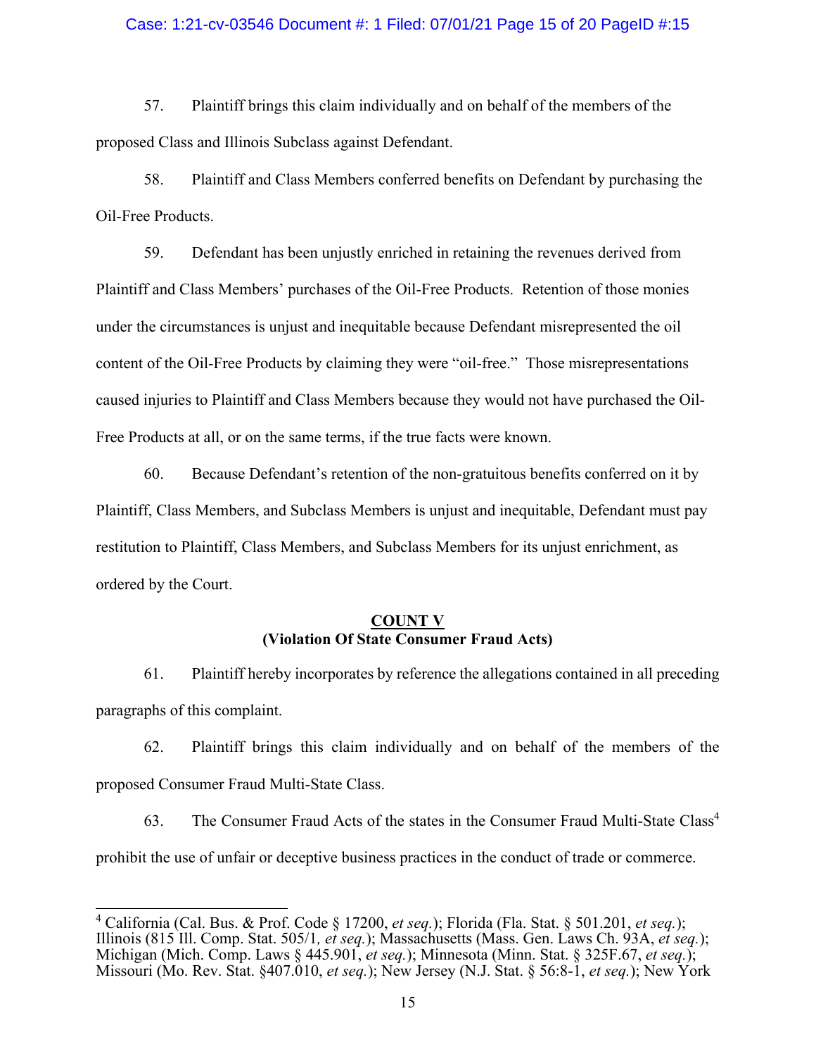57. Plaintiff brings this claim individually and on behalf of the members of the proposed Class and Illinois Subclass against Defendant.

58. Plaintiff and Class Members conferred benefits on Defendant by purchasing the Oil-Free Products.

59. Defendant has been unjustly enriched in retaining the revenues derived from Plaintiff and Class Members' purchases of the Oil-Free Products. Retention of those monies under the circumstances is unjust and inequitable because Defendant misrepresented the oil content of the Oil-Free Products by claiming they were "oil-free." Those misrepresentations caused injuries to Plaintiff and Class Members because they would not have purchased the Oil-Free Products at all, or on the same terms, if the true facts were known.

60. Because Defendant's retention of the non-gratuitous benefits conferred on it by Plaintiff, Class Members, and Subclass Members is unjust and inequitable, Defendant must pay restitution to Plaintiff, Class Members, and Subclass Members for its unjust enrichment, as ordered by the Court.

**COUNT V**
**(Violation Of State Consumer Fraud Acts)**

61. Plaintiff hereby incorporates by reference the allegations contained in all preceding paragraphs of this complaint.

62. Plaintiff brings this claim individually and on behalf of the members of the proposed Consumer Fraud Multi-State Class.

63. The Consumer Fraud Acts of the states in the Consumer Fraud Multi-State Class[4] prohibit the use of unfair or deceptive business practices in the conduct of trade or commerce.

---

[4] California (Cal. Bus. & Prof. Code § 17200, *et seq.*); Florida (Fla. Stat. § 501.201, *et seq.*); Illinois (815 Ill. Comp. Stat. 505/1, *et seq.*); Massachusetts (Mass. Gen. Laws Ch. 93A, *et seq.*); Michigan (Mich. Comp. Laws § 445.901, *et seq.*); Minnesota (Minn. Stat. § 325F.67, *et seq.*); Missouri (Mo. Rev. Stat. §407.010, *et seq.*); New Jersey (N.J. Stat. § 56:8-1, *et seq.*); New York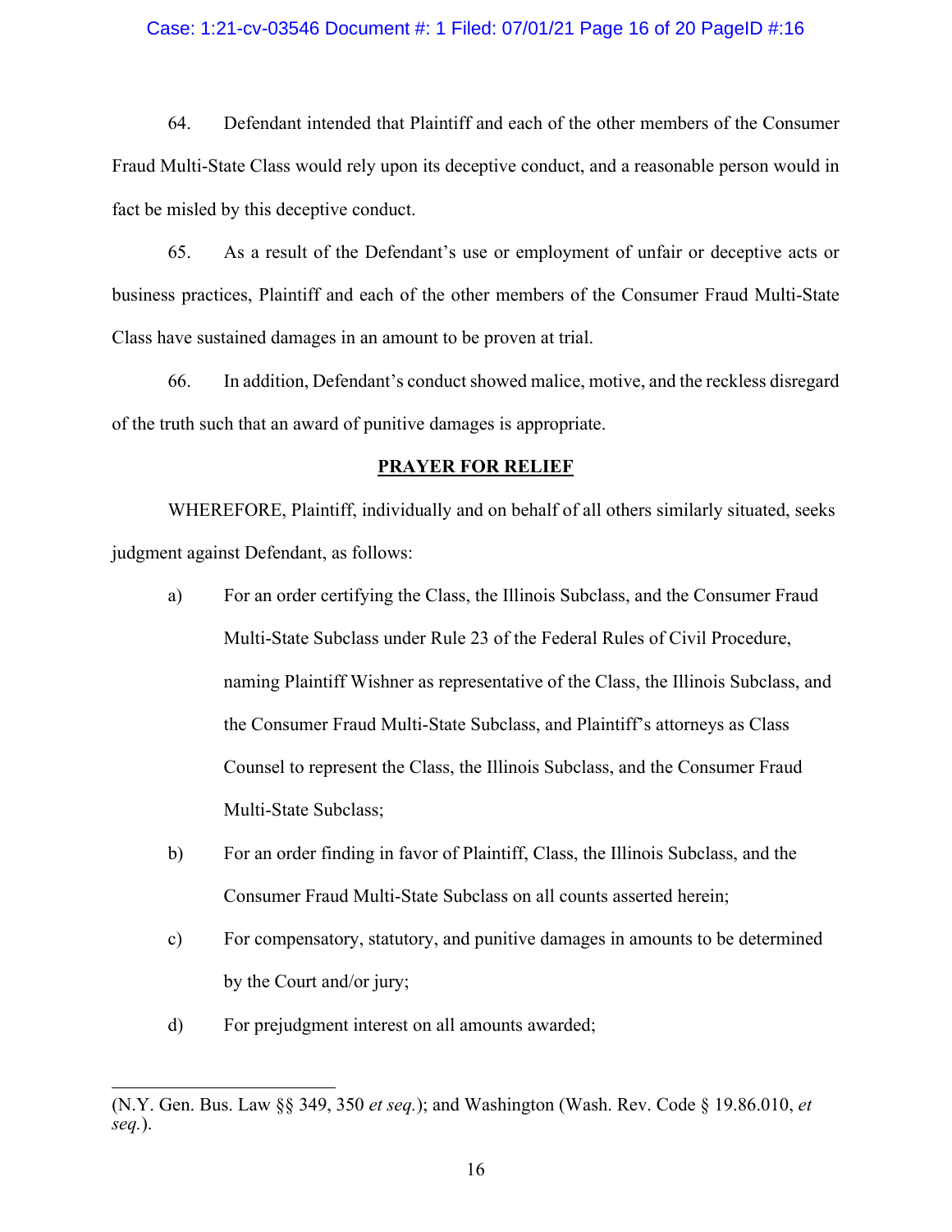64. Defendant intended that Plaintiff and each of the other members of the Consumer Fraud Multi-State Class would rely upon its deceptive conduct, and a reasonable person would in fact be misled by this deceptive conduct.

65. As a result of the Defendant's use or employment of unfair or deceptive acts or business practices, Plaintiff and each of the other members of the Consumer Fraud Multi-State Class have sustained damages in an amount to be proven at trial.

66. In addition, Defendant's conduct showed malice, motive, and the reckless disregard of the truth such that an award of punitive damages is appropriate.

**PRAYER FOR RELIEF**

WHEREFORE, Plaintiff, individually and on behalf of all others similarly situated, seeks judgment against Defendant, as follows:

a) For an order certifying the Class, the Illinois Subclass, and the Consumer Fraud Multi-State Subclass under Rule 23 of the Federal Rules of Civil Procedure, naming Plaintiff Wishner as representative of the Class, the Illinois Subclass, and the Consumer Fraud Multi-State Subclass, and Plaintiff's attorneys as Class Counsel to represent the Class, the Illinois Subclass, and the Consumer Fraud Multi-State Subclass;

b) For an order finding in favor of Plaintiff, Class, the Illinois Subclass, and the Consumer Fraud Multi-State Subclass on all counts asserted herein;

c) For compensatory, statutory, and punitive damages in amounts to be determined by the Court and/or jury;

d) For prejudgment interest on all amounts awarded;

---

(N.Y. Gen. Bus. Law §§ 349, 350 *et seq.*); and Washington (Wash. Rev. Code § 19.86.010, *et seq.*).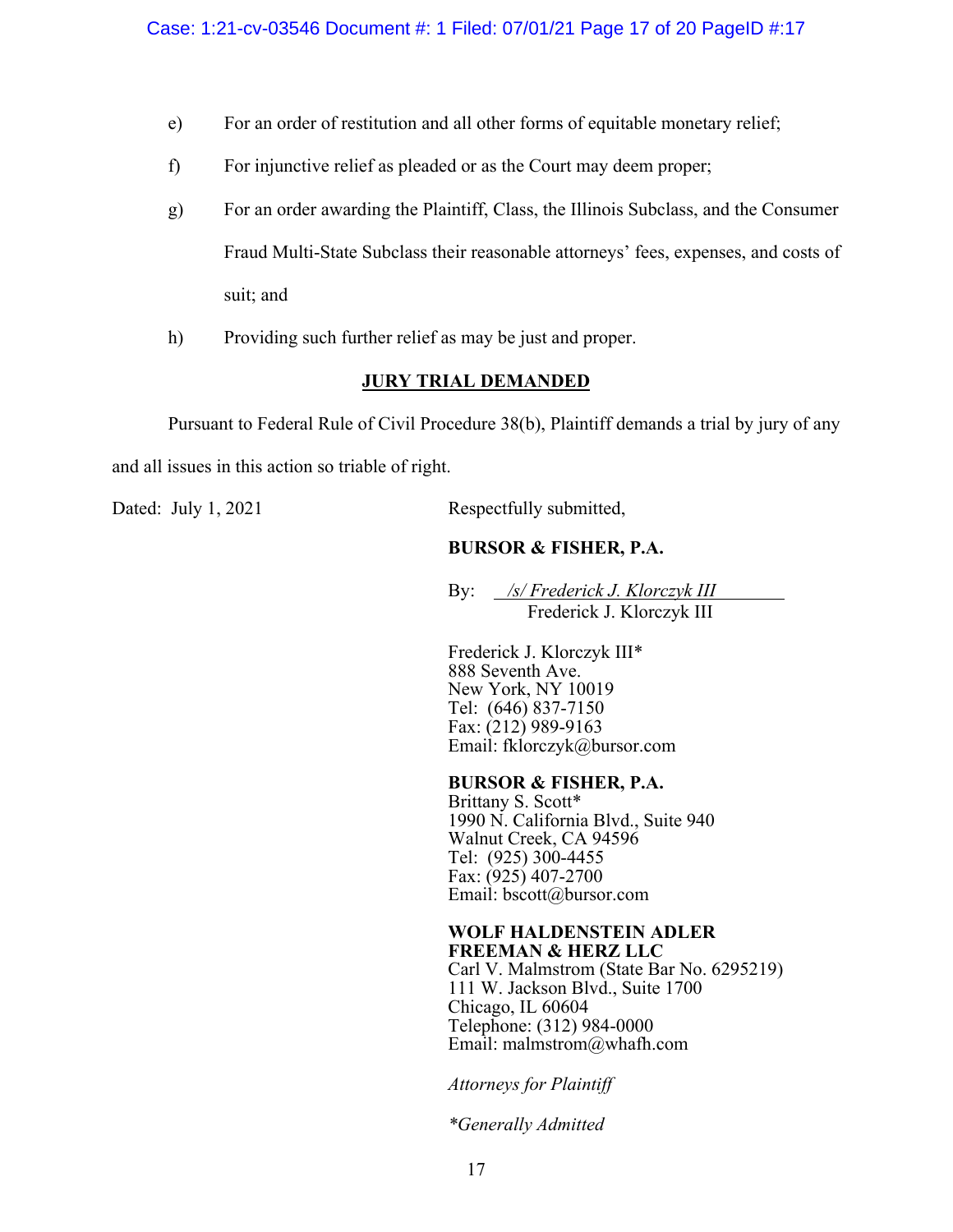e) For an order of restitution and all other forms of equitable monetary relief;

f) For injunctive relief as pleaded or as the Court may deem proper;

g) For an order awarding the Plaintiff, Class, the Illinois Subclass, and the Consumer Fraud Multi-State Subclass their reasonable attorneys' fees, expenses, and costs of suit; and

h) Providing such further relief as may be just and proper.

## **JURY TRIAL DEMANDED**

Pursuant to Federal Rule of Civil Procedure 38(b), Plaintiff demands a trial by jury of any and all issues in this action so triable of right.

Dated: July 1, 2021

Respectfully submitted,

**BURSOR & FISHER, P.A.**

By: *_/s/ Frederick J. Klorczyk III_*
Frederick J. Klorczyk III

Frederick J. Klorczyk III*
888 Seventh Ave.
New York, NY 10019
Tel: (646) 837-7150
Fax: (212) 989-9163
Email: fklorczyk@bursor.com

**BURSOR & FISHER, P.A.**
Brittany S. Scott*
1990 N. California Blvd., Suite 940
Walnut Creek, CA 94596
Tel: (925) 300-4455
Fax: (925) 407-2700
Email: bscott@bursor.com

**WOLF HALDENSTEIN ADLER FREEMAN & HERZ LLC**
Carl V. Malmstrom (State Bar No. 6295219)
111 W. Jackson Blvd., Suite 1700
Chicago, IL 60604
Telephone: (312) 984-0000
Email: malmstrom@whafh.com

*Attorneys for Plaintiff*

*\*Generally Admitted*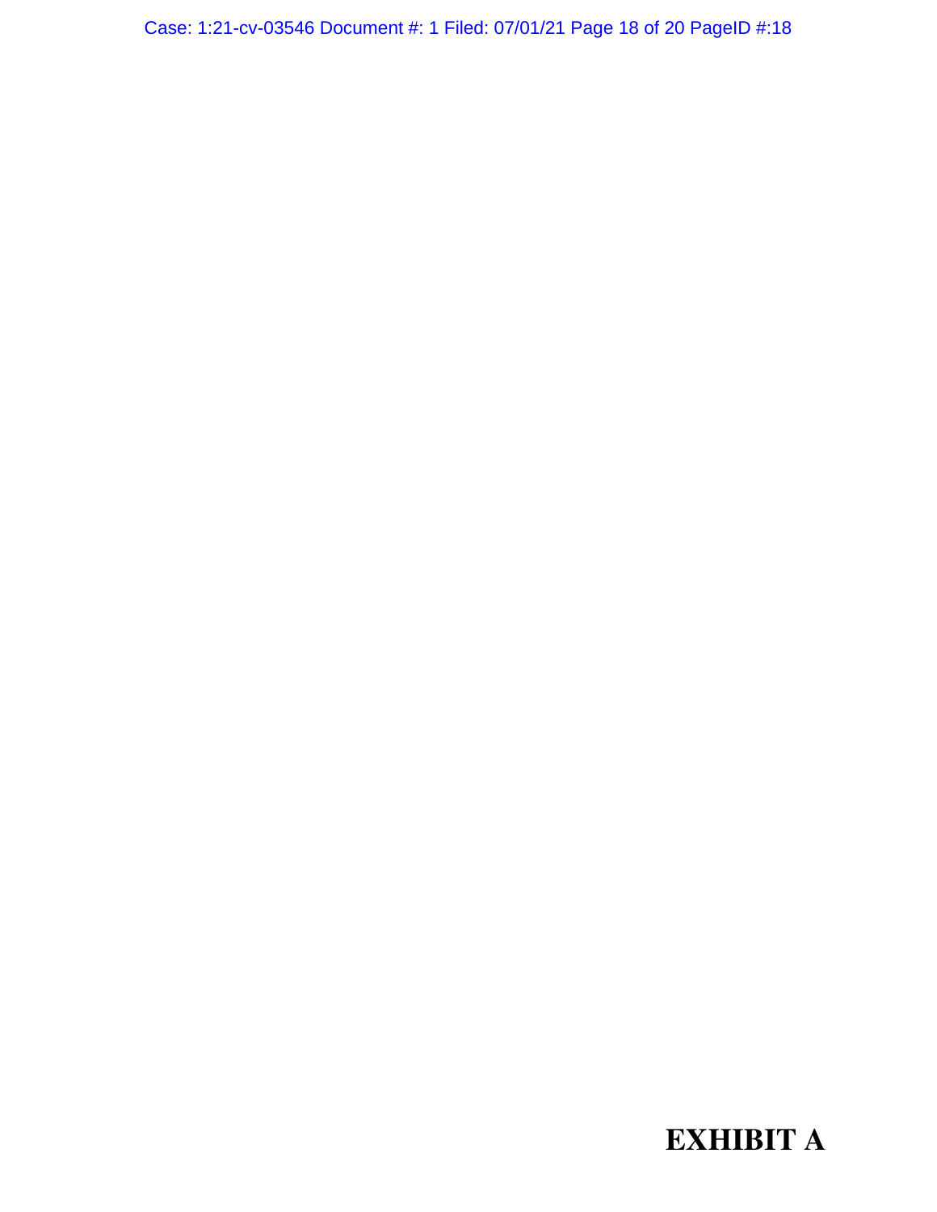**EXHIBIT A**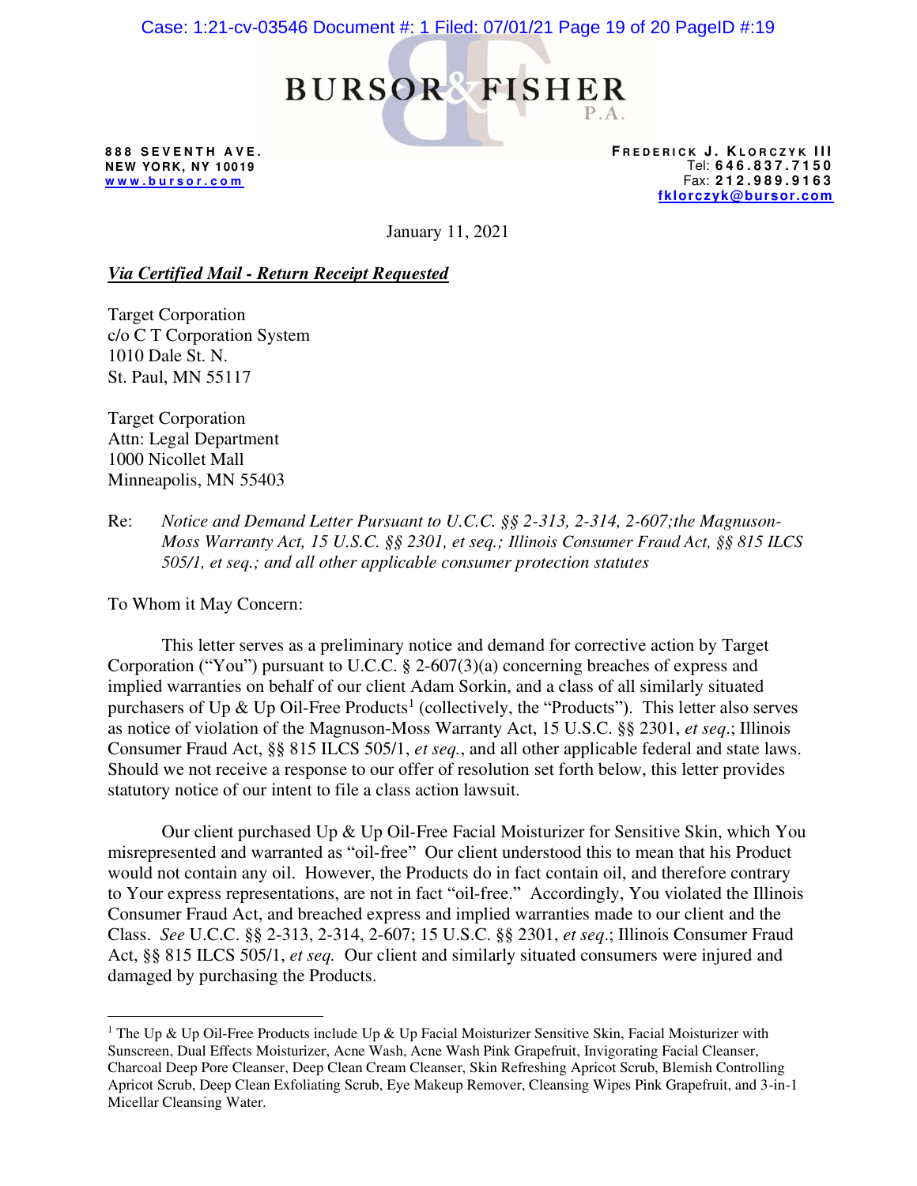**BURSOR & FISHER P.A.**

888 SEVENTH AVE.
NEW YORK, NY 10019
www.bursor.com

FREDERICK J. KLORCZYK III
Tel: 646.837.7150
Fax: 212.989.9163
fklorczyk@bursor.com

January 11, 2021

***Via Certified Mail - Return Receipt Requested***

Target Corporation
c/o C T Corporation System
1010 Dale St. N.
St. Paul, MN 55117

Target Corporation
Attn: Legal Department
1000 Nicollet Mall
Minneapolis, MN 55403

Re: *Notice and Demand Letter Pursuant to U.C.C. §§ 2-313, 2-314, 2-607;the Magnuson-Moss Warranty Act, 15 U.S.C. §§ 2301, et seq.; Illinois Consumer Fraud Act, §§ 815 ILCS 505/1, et seq.; and all other applicable consumer protection statutes*

To Whom it May Concern:

This letter serves as a preliminary notice and demand for corrective action by Target Corporation ("You") pursuant to U.C.C. § 2-607(3)(a) concerning breaches of express and implied warranties on behalf of our client Adam Sorkin, and a class of all similarly situated purchasers of Up & Up Oil-Free Products[1] (collectively, the "Products"). This letter also serves as notice of violation of the Magnuson-Moss Warranty Act, 15 U.S.C. §§ 2301, *et seq*.; Illinois Consumer Fraud Act, §§ 815 ILCS 505/1, *et seq.*, and all other applicable federal and state laws. Should we not receive a response to our offer of resolution set forth below, this letter provides statutory notice of our intent to file a class action lawsuit.

Our client purchased Up & Up Oil-Free Facial Moisturizer for Sensitive Skin, which You misrepresented and warranted as "oil-free" Our client understood this to mean that his Product would not contain any oil. However, the Products do in fact contain oil, and therefore contrary to Your express representations, are not in fact "oil-free." Accordingly, You violated the Illinois Consumer Fraud Act, and breached express and implied warranties made to our client and the Class. *See* U.C.C. §§ 2-313, 2-314, 2-607; 15 U.S.C. §§ 2301, *et seq*.; Illinois Consumer Fraud Act, §§ 815 ILCS 505/1, *et seq.* Our client and similarly situated consumers were injured and damaged by purchasing the Products.

---

[1] The Up & Up Oil-Free Products include Up & Up Facial Moisturizer Sensitive Skin, Facial Moisturizer with Sunscreen, Dual Effects Moisturizer, Acne Wash, Acne Wash Pink Grapefruit, Invigorating Facial Cleanser, Charcoal Deep Pore Cleanser, Deep Clean Cream Cleanser, Skin Refreshing Apricot Scrub, Blemish Controlling Apricot Scrub, Deep Clean Exfoliating Scrub, Eye Makeup Remover, Cleansing Wipes Pink Grapefruit, and 3-in-1 Micellar Cleansing Water.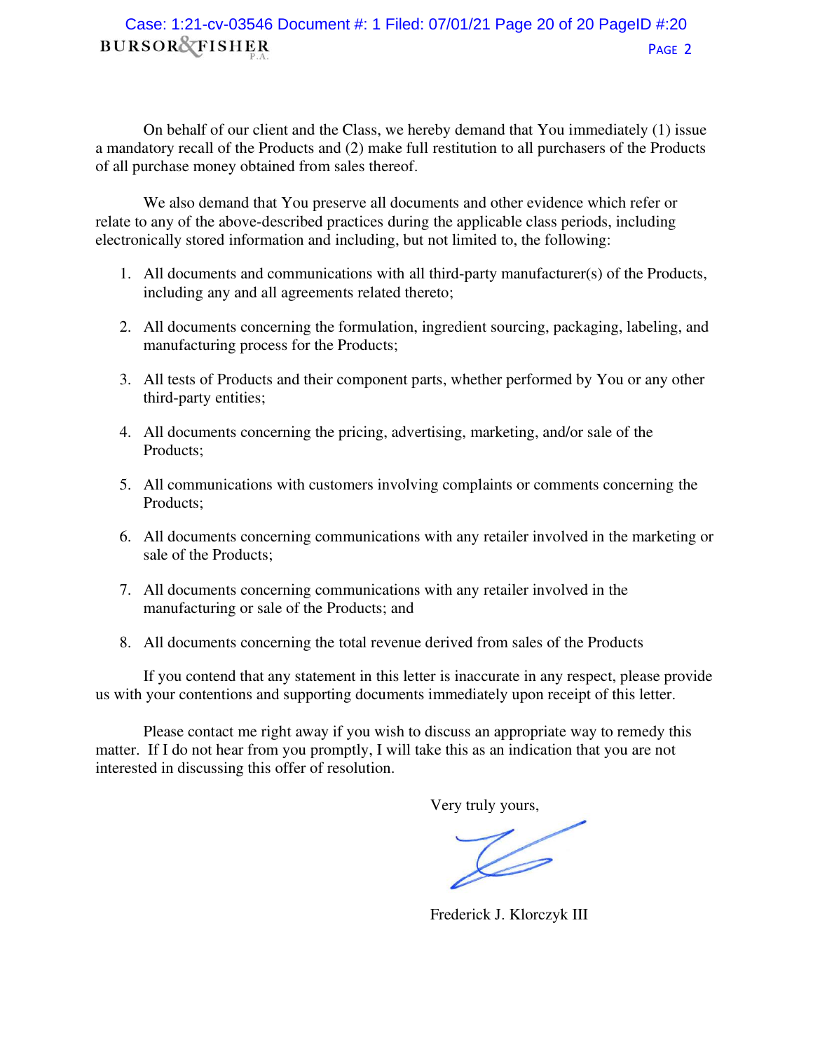On behalf of our client and the Class, we hereby demand that You immediately (1) issue a mandatory recall of the Products and (2) make full restitution to all purchasers of the Products of all purchase money obtained from sales thereof.

We also demand that You preserve all documents and other evidence which refer or relate to any of the above-described practices during the applicable class periods, including electronically stored information and including, but not limited to, the following:

1. All documents and communications with all third-party manufacturer(s) of the Products, including any and all agreements related thereto;
2. All documents concerning the formulation, ingredient sourcing, packaging, labeling, and manufacturing process for the Products;
3. All tests of Products and their component parts, whether performed by You or any other third-party entities;
4. All documents concerning the pricing, advertising, marketing, and/or sale of the Products;
5. All communications with customers involving complaints or comments concerning the Products;
6. All documents concerning communications with any retailer involved in the marketing or sale of the Products;
7. All documents concerning communications with any retailer involved in the manufacturing or sale of the Products; and
8. All documents concerning the total revenue derived from sales of the Products

If you contend that any statement in this letter is inaccurate in any respect, please provide us with your contentions and supporting documents immediately upon receipt of this letter.

Please contact me right away if you wish to discuss an appropriate way to remedy this matter. If I do not hear from you promptly, I will take this as an indication that you are not interested in discussing this offer of resolution.

Very truly yours,

Frederick J. Klorczyk III